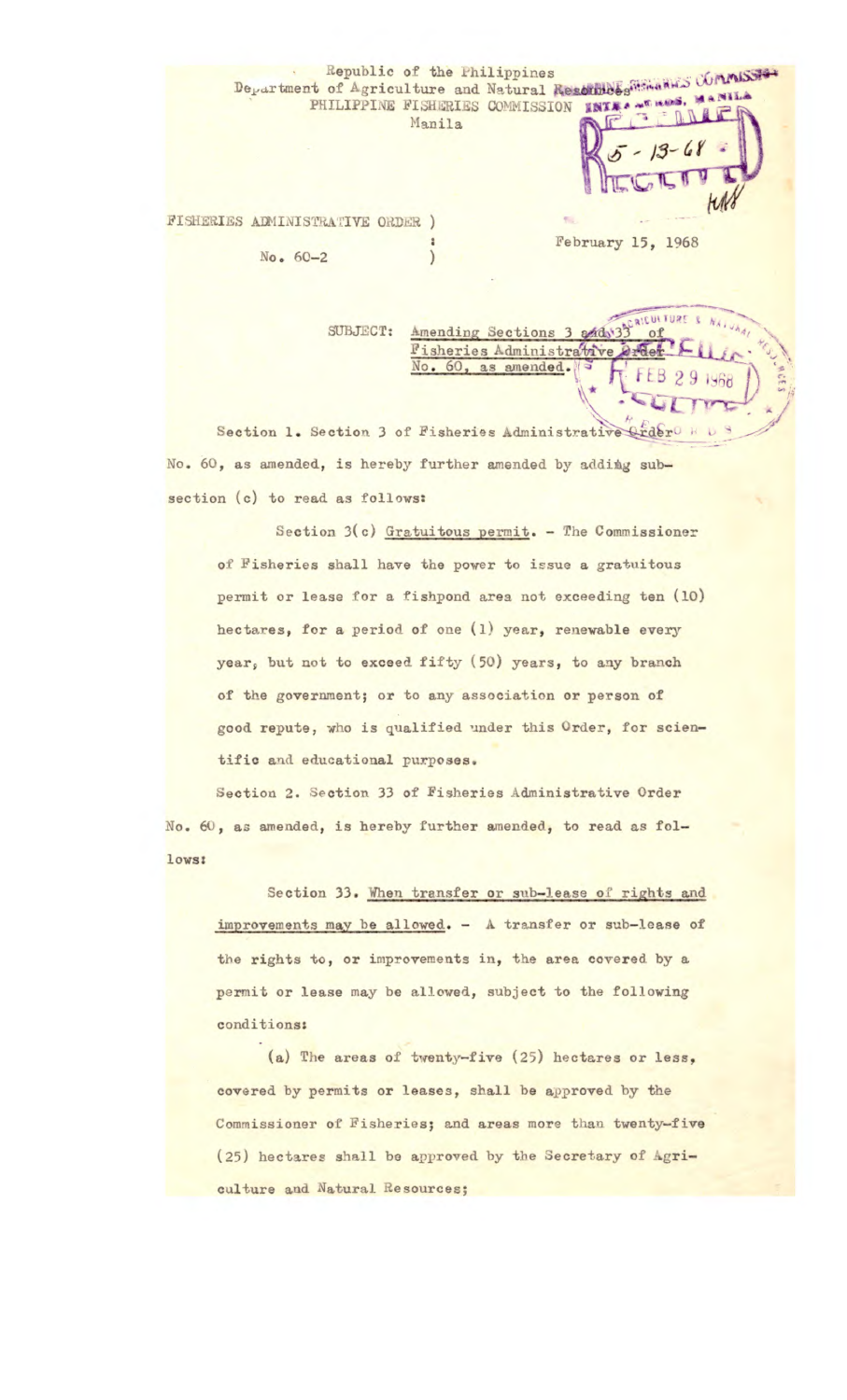Republic of the Philippines
Department of Agriculture and Natural Resources
PHILIPPINE FISHERIES COMMISSION
Manila

FISHERIES ADMINISTRATIVE ORDER )
:
No. 60-2 )

February 15, 1968

SUBJECT: Amending Sections 3 and 33 of Fisheries Administrative Order No. 60, as amended.

Section 1. Section 3 of Fisheries Administrative Order No. 60, as amended, is hereby further amended by adding subsection (c) to read as follows:

> Section 3(c) Gratuitous permit. - The Commissioner of Fisheries shall have the power to issue a gratuitous permit or lease for a fishpond area not exceeding ten (10) hectares, for a period of one (1) year, renewable every year, but not to exceed fifty (50) years, to any branch of the government; or to any association or person of good repute, who is qualified under this Order, for scientific and educational purposes.

Section 2. Section 33 of Fisheries Administrative Order No. 60, as amended, is hereby further amended, to read as follows:

> Section 33. When transfer or sub-lease of rights and improvements may be allowed. - A transfer or sub-lease of the rights to, or improvements in, the area covered by a permit or lease may be allowed, subject to the following conditions:
>
> (a) The areas of twenty-five (25) hectares or less, covered by permits or leases, shall be approved by the Commissioner of Fisheries; and areas more than twenty-five (25) hectares shall be approved by the Secretary of Agriculture and Natural Resources;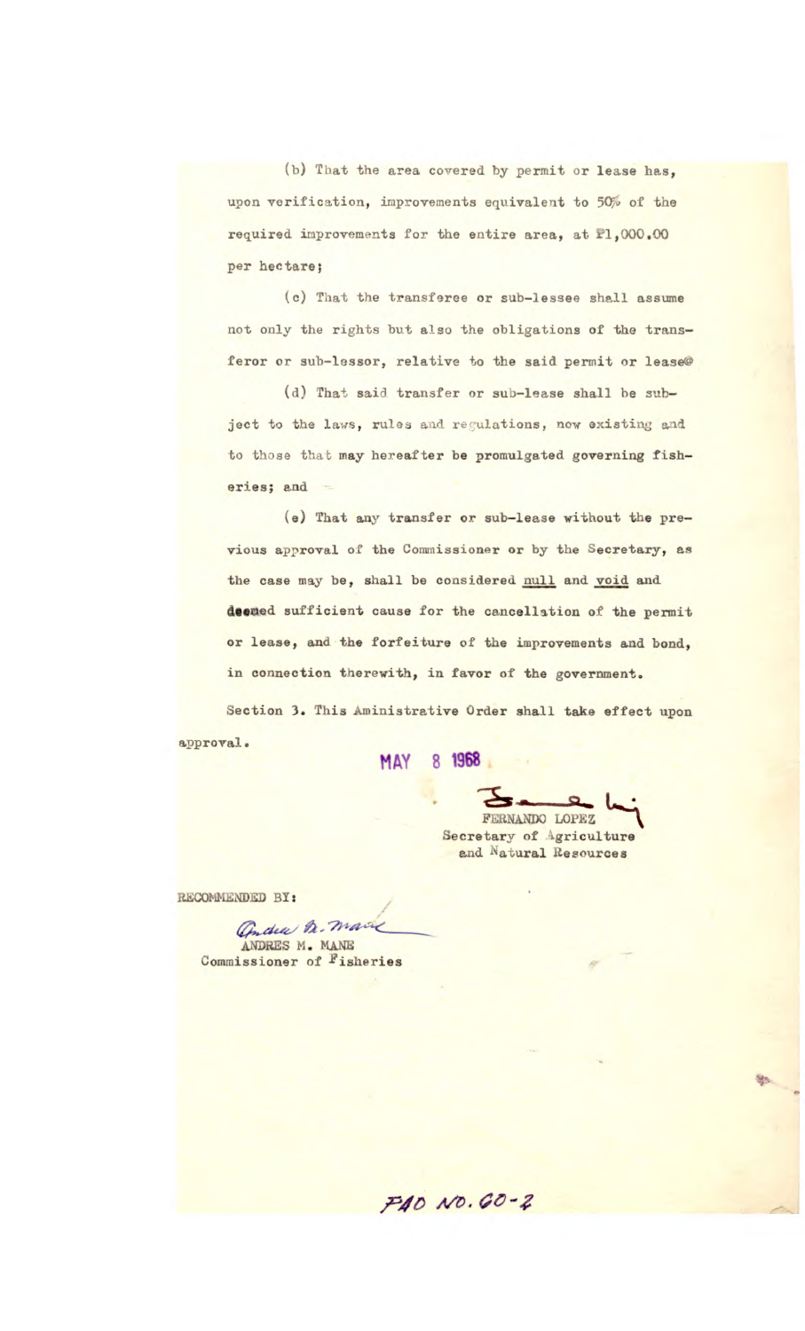(b) That the area covered by permit or lease has, upon verification, improvements equivalent to 50% of the required improvements for the entire area, at ₱1,000.00 per hectare;

(c) That the transferee or sub-lessee shall assume not only the rights but also the obligations of the transferor or sub-lessor, relative to the said permit or lease@

(d) That said transfer or sub-lease shall be subject to the laws, rules and regulations, now existing and to those that may hereafter be promulgated governing fisheries; and

(e) That any transfer or sub-lease without the previous approval of the Commissioner or by the Secretary, as the case may be, shall be considered <u>null</u> and <u>void</u> and deemed sufficient cause for the cancellation of the permit or lease, and the forfeiture of the improvements and bond, in connection therewith, in favor of the government.

Section 3. This Aministrative Order shall take effect upon approval.

MAY 8 1968

FERNANDO LOPEZ
Secretary of Agriculture
and Natural Resources

RECOMMENDED BY:

ANDRES M. MANE
Commissioner of Fisheries

FAO NO. 60-2